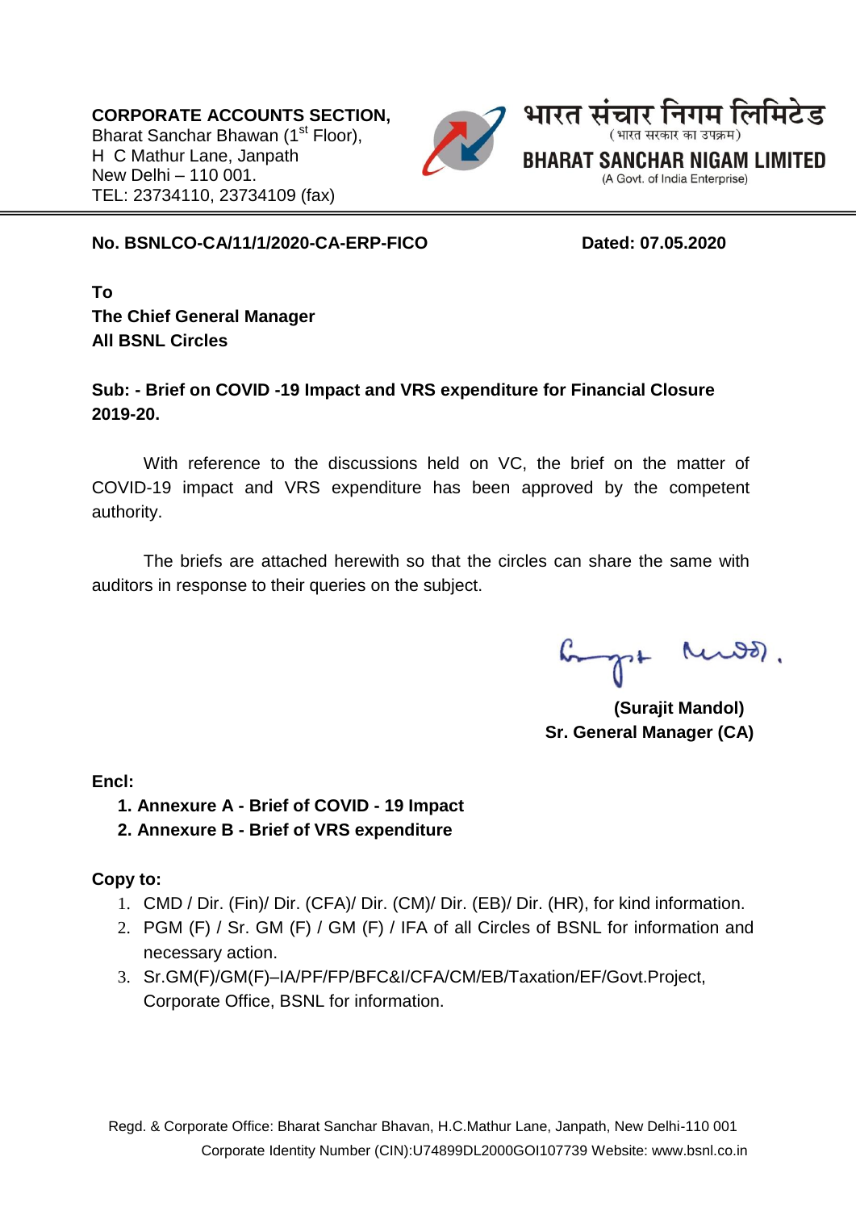**CORPORATE ACCOUNTS SECTION,**
Bharat Sanchar Bhawan (1st Floor),
H C Mathur Lane, Janpath
New Delhi – 110 001.
TEL: 23734110, 23734109 (fax)

भारत संचार निगम लिमिटेड
(भारत सरकार का उपक्रम)
**BHARAT SANCHAR NIGAM LIMITED**
(A Govt. of India Enterprise)

**No. BSNLCO-CA/11/1/2020-CA-ERP-FICO** **Dated: 07.05.2020**

**To**
**The Chief General Manager**
**All BSNL Circles**

**Sub: - Brief on COVID -19 Impact and VRS expenditure for Financial Closure 2019-20.**

With reference to the discussions held on VC, the brief on the matter of COVID-19 impact and VRS expenditure has been approved by the competent authority.

The briefs are attached herewith so that the circles can share the same with auditors in response to their queries on the subject.

**(Surajit Mandol)**
**Sr. General Manager (CA)**

**Encl:**

1. **Annexure A - Brief of COVID - 19 Impact**
2. **Annexure B - Brief of VRS expenditure**

**Copy to:**

1. CMD / Dir. (Fin)/ Dir. (CFA)/ Dir. (CM)/ Dir. (EB)/ Dir. (HR), for kind information.
2. PGM (F) / Sr. GM (F) / GM (F) / IFA of all Circles of BSNL for information and necessary action.
3. Sr.GM(F)/GM(F)–IA/PF/FP/BFC&I/CFA/CM/EB/Taxation/EF/Govt.Project, Corporate Office, BSNL for information.

Regd. & Corporate Office: Bharat Sanchar Bhavan, H.C.Mathur Lane, Janpath, New Delhi-110 001
Corporate Identity Number (CIN):U74899DL2000GOI107739 Website: www.bsnl.co.in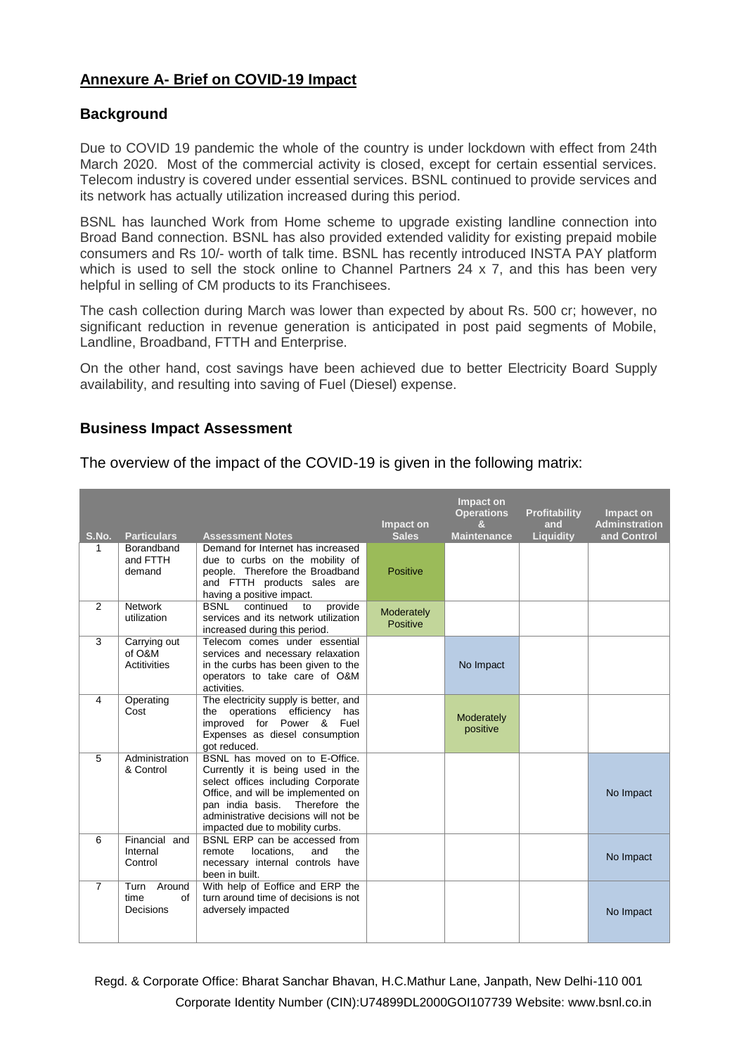## Annexure A- Brief on COVID-19 Impact

### Background

Due to COVID 19 pandemic the whole of the country is under lockdown with effect from 24th March 2020. Most of the commercial activity is closed, except for certain essential services. Telecom industry is covered under essential services. BSNL continued to provide services and its network has actually utilization increased during this period.

BSNL has launched Work from Home scheme to upgrade existing landline connection into Broad Band connection. BSNL has also provided extended validity for existing prepaid mobile consumers and Rs 10/- worth of talk time. BSNL has recently introduced INSTA PAY platform which is used to sell the stock online to Channel Partners 24 x 7, and this has been very helpful in selling of CM products to its Franchisees.

The cash collection during March was lower than expected by about Rs. 500 cr; however, no significant reduction in revenue generation is anticipated in post paid segments of Mobile, Landline, Broadband, FTTH and Enterprise.

On the other hand, cost savings have been achieved due to better Electricity Board Supply availability, and resulting into saving of Fuel (Diesel) expense.

### Business Impact Assessment

The overview of the impact of the COVID-19 is given in the following matrix:

| S.No. | Particulars | Assessment Notes | Impact on Sales | Impact on Operations & Maintenance | Profitability and Liquidity | Impact on Adminstration and Control |
|---|---|---|---|---|---|---|
| 1 | Borandband and FTTH demand | Demand for Internet has increased due to curbs on the mobility of people. Therefore the Broadband and FTTH products sales are having a positive impact. | Positive | | | |
| 2 | Network utilization | BSNL continued to provide services and its network utilization increased during this period. | Moderately Positive | | | |
| 3 | Carrying out of O&M Actitivities | Telecom comes under essential services and necessary relaxation in the curbs has been given to the operators to take care of O&M activities. | | No Impact | | |
| 4 | Operating Cost | The electricity supply is better, and the operations efficiency has improved for Power & Fuel Expenses as diesel consumption got reduced. | | Moderately positive | | |
| 5 | Administration & Control | BSNL has moved on to E-Office. Currently it is being used in the select offices including Corporate Office, and will be implemented on pan india basis. Therefore the administrative decisions will not be impacted due to mobility curbs. | | | | No Impact |
| 6 | Financial and Internal Control | BSNL ERP can be accessed from remote locations, and the necessary internal controls have been in built. | | | | No Impact |
| 7 | Turn Around time of Decisions | With help of Eoffice and ERP the turn around time of decisions is not adversely impacted | | | | No Impact |

Regd. & Corporate Office: Bharat Sanchar Bhavan, H.C.Mathur Lane, Janpath, New Delhi-110 001
Corporate Identity Number (CIN):U74899DL2000GOI107739 Website: www.bsnl.co.in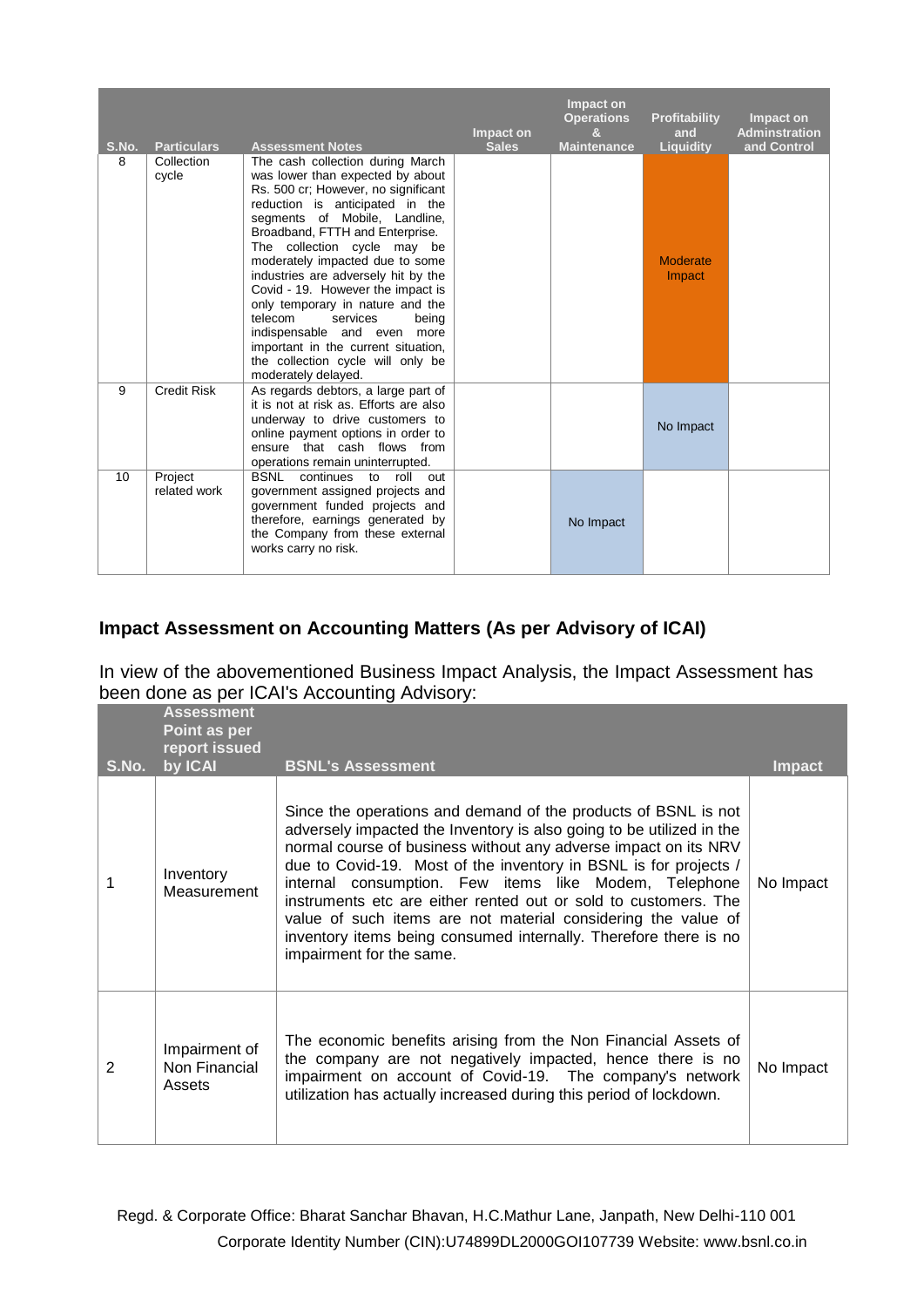| S.No. | Particulars | Assessment Notes | Impact on Sales | Impact on Operations & Maintenance | Profitability and Liquidity | Impact on Adminstration and Control |
|---|---|---|---|---|---|---|
| 8 | Collection cycle | The cash collection during March was lower than expected by about Rs. 500 cr; However, no significant reduction is anticipated in the segments of Mobile, Landline, Broadband, FTTH and Enterprise. The collection cycle may be moderately impacted due to some industries are adversely hit by the Covid - 19. However the impact is only temporary in nature and the telecom services being indispensable and even more important in the current situation, the collection cycle will only be moderately delayed. | | | Moderate Impact | |
| 9 | Credit Risk | As regards debtors, a large part of it is not at risk as. Efforts are also underway to drive customers to online payment options in order to ensure that cash flows from operations remain uninterrupted. | | | No Impact | |
| 10 | Project related work | BSNL continues to roll out government assigned projects and government funded projects and therefore, earnings generated by the Company from these external works carry no risk. | | No Impact | | |

## Impact Assessment on Accounting Matters (As per Advisory of ICAI)

In view of the abovementioned Business Impact Analysis, the Impact Assessment has been done as per ICAI's Accounting Advisory:

| S.No. | Assessment Point as per report issued by ICAI | BSNL's Assessment | Impact |
|---|---|---|---|
| 1 | Inventory Measurement | Since the operations and demand of the products of BSNL is not adversely impacted the Inventory is also going to be utilized in the normal course of business without any adverse impact on its NRV due to Covid-19. Most of the inventory in BSNL is for projects / internal consumption. Few items like Modem, Telephone instruments etc are either rented out or sold to customers. The value of such items are not material considering the value of inventory items being consumed internally. Therefore there is no impairment for the same. | No Impact |
| 2 | Impairment of Non Financial Assets | The economic benefits arising from the Non Financial Assets of the company are not negatively impacted, hence there is no impairment on account of Covid-19. The company's network utilization has actually increased during this period of lockdown. | No Impact |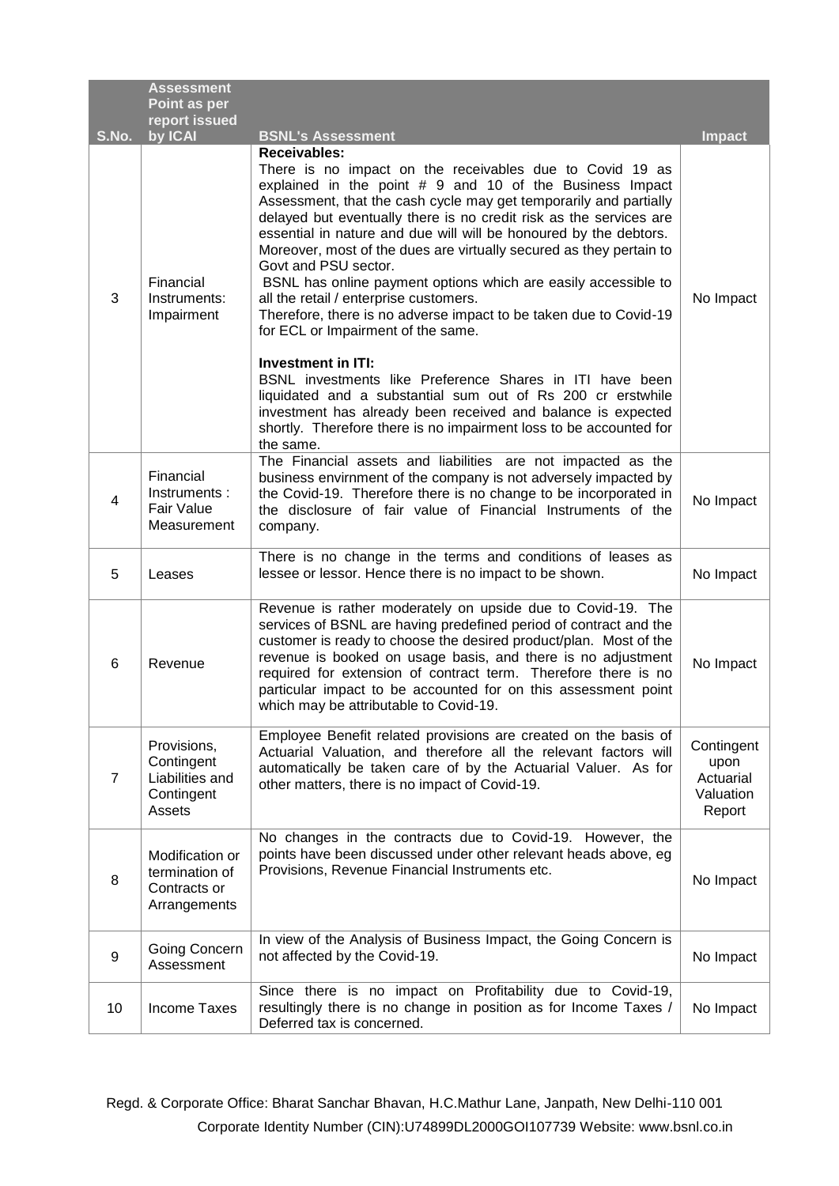| S.No. | Assessment Point as per report issued by ICAI | BSNL's Assessment | Impact |
|---|---|---|---|
| 3 | Financial Instruments: Impairment | **Receivables:**<br>There is no impact on the receivables due to Covid 19 as explained in the point # 9 and 10 of the Business Impact Assessment, that the cash cycle may get temporarily and partially delayed but eventually there is no credit risk as the services are essential in nature and due will will be honoured by the debtors. Moreover, most of the dues are virtually secured as they pertain to Govt and PSU sector.<br>BSNL has online payment options which are easily accessible to all the retail / enterprise customers.<br>Therefore, there is no adverse impact to be taken due to Covid-19 for ECL or Impairment of the same.<br><br>**Investment in ITI:**<br>BSNL investments like Preference Shares in ITI have been liquidated and a substantial sum out of Rs 200 cr erstwhile investment has already been received and balance is expected shortly. Therefore there is no impairment loss to be accounted for the same. | No Impact |
| 4 | Financial Instruments : Fair Value Measurement | The Financial assets and liabilities are not impacted as the business envirnment of the company is not adversely impacted by the Covid-19. Therefore there is no change to be incorporated in the disclosure of fair value of Financial Instruments of the company. | No Impact |
| 5 | Leases | There is no change in the terms and conditions of leases as lessee or lessor. Hence there is no impact to be shown. | No Impact |
| 6 | Revenue | Revenue is rather moderately on upside due to Covid-19. The services of BSNL are having predefined period of contract and the customer is ready to choose the desired product/plan. Most of the revenue is booked on usage basis, and there is no adjustment required for extension of contract term. Therefore there is no particular impact to be accounted for on this assessment point which may be attributable to Covid-19. | No Impact |
| 7 | Provisions, Contingent Liabilities and Contingent Assets | Employee Benefit related provisions are created on the basis of Actuarial Valuation, and therefore all the relevant factors will automatically be taken care of by the Actuarial Valuer. As for other matters, there is no impact of Covid-19. | Contingent upon Actuarial Valuation Report |
| 8 | Modification or termination of Contracts or Arrangements | No changes in the contracts due to Covid-19. However, the points have been discussed under other relevant heads above, eg Provisions, Revenue Financial Instruments etc. | No Impact |
| 9 | Going Concern Assessment | In view of the Analysis of Business Impact, the Going Concern is not affected by the Covid-19. | No Impact |
| 10 | Income Taxes | Since there is no impact on Profitability due to Covid-19, resultingly there is no change in position as for Income Taxes / Deferred tax is concerned. | No Impact |

Regd. & Corporate Office: Bharat Sanchar Bhavan, H.C.Mathur Lane, Janpath, New Delhi-110 001
Corporate Identity Number (CIN):U74899DL2000GOI107739 Website: www.bsnl.co.in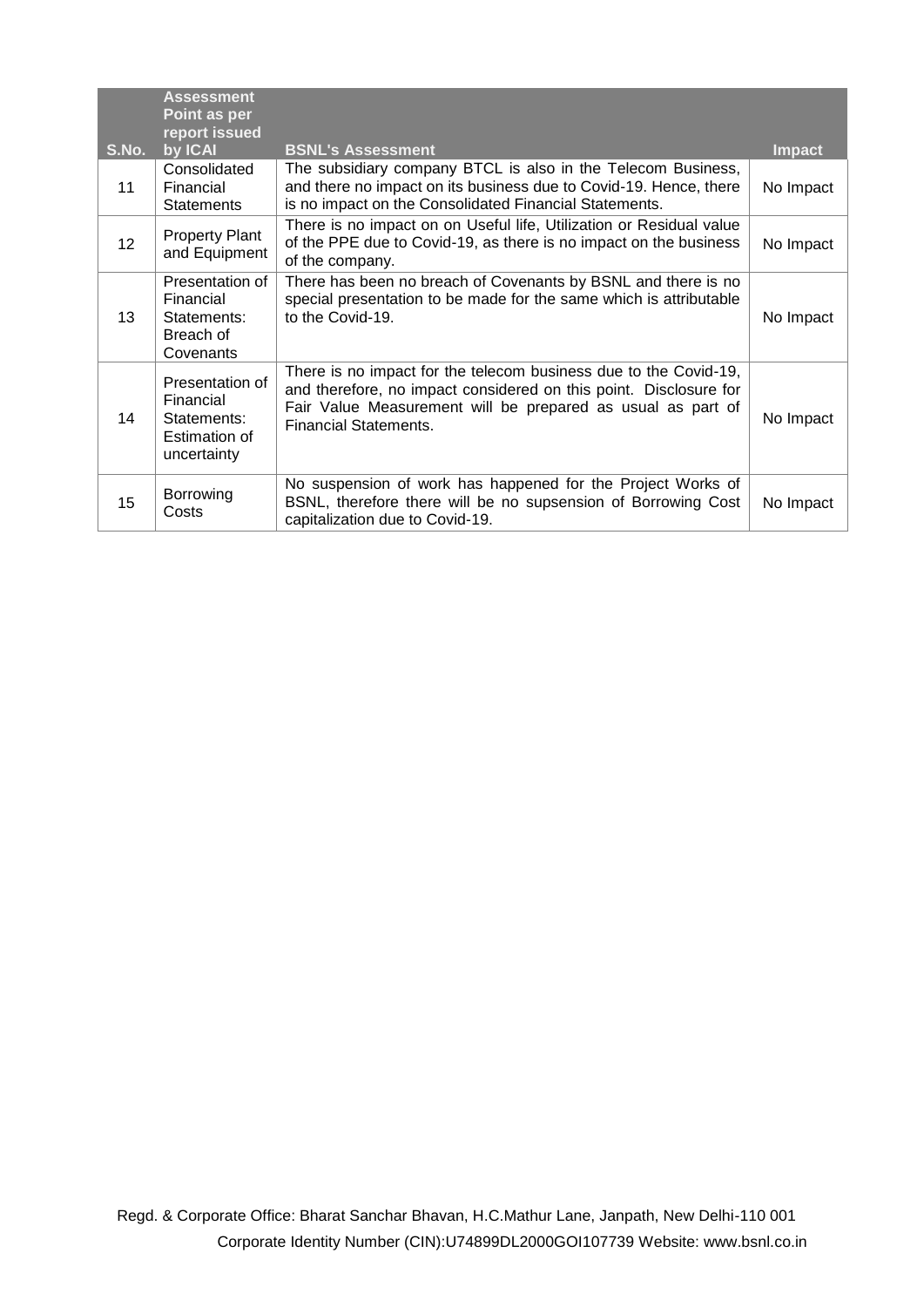| S.No. | Assessment Point as per report issued by ICAI | BSNL's Assessment | Impact |
|---|---|---|---|
| 11 | Consolidated Financial Statements | The subsidiary company BTCL is also in the Telecom Business, and there no impact on its business due to Covid-19. Hence, there is no impact on the Consolidated Financial Statements. | No Impact |
| 12 | Property Plant and Equipment | There is no impact on on Useful life, Utilization or Residual value of the PPE due to Covid-19, as there is no impact on the business of the company. | No Impact |
| 13 | Presentation of Financial Statements: Breach of Covenants | There has been no breach of Covenants by BSNL and there is no special presentation to be made for the same which is attributable to the Covid-19. | No Impact |
| 14 | Presentation of Financial Statements: Estimation of uncertainty | There is no impact for the telecom business due to the Covid-19, and therefore, no impact considered on this point. Disclosure for Fair Value Measurement will be prepared as usual as part of Financial Statements. | No Impact |
| 15 | Borrowing Costs | No suspension of work has happened for the Project Works of BSNL, therefore there will be no supsension of Borrowing Cost capitalization due to Covid-19. | No Impact |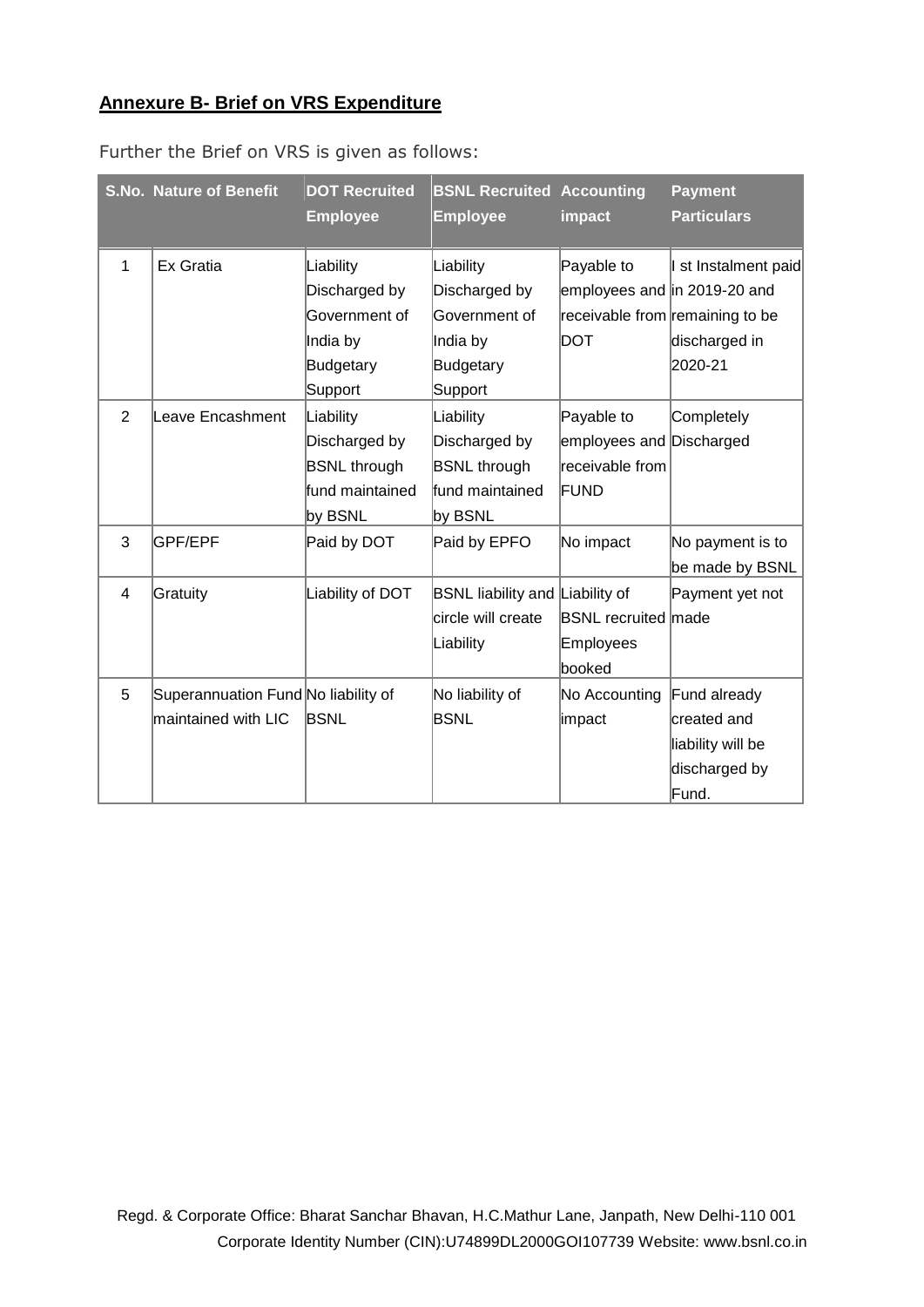**Annexure B- Brief on VRS Expenditure**

Further the Brief on VRS is given as follows:

| S.No. | Nature of Benefit | DOT Recruited Employee | BSNL Recruited Employee | Accounting impact | Payment Particulars |
|---|---|---|---|---|---|
| 1 | Ex Gratia | Liability Discharged by Government of India by Budgetary Support | Liability Discharged by Government of India by Budgetary Support | Payable to employees and receivable from DOT | I st Instalment paid in 2019-20 and remaining to be discharged in 2020-21 |
| 2 | Leave Encashment | Liability Discharged by BSNL through fund maintained by BSNL | Liability Discharged by BSNL through fund maintained by BSNL | Payable to employees and receivable from FUND | Completely Discharged |
| 3 | GPF/EPF | Paid by DOT | Paid by EPFO | No impact | No payment is to be made by BSNL |
| 4 | Gratuity | Liability of DOT | BSNL liability and circle will create Liability | Liability of BSNL recruited Employees booked | Payment yet not made |
| 5 | Superannuation Fund maintained with LIC | No liability of BSNL | No liability of BSNL | No Accounting impact | Fund already created and liability will be discharged by Fund. |